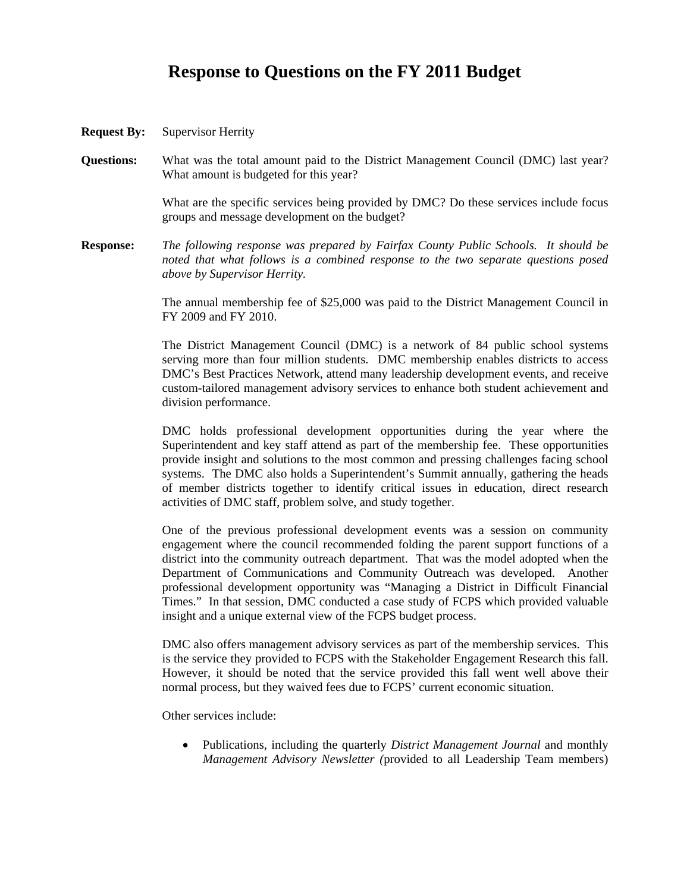# Response to Questions on the FY 2011 Budget

**Request By:** Supervisor Herrity

**Questions:** What was the total amount paid to the District Management Council (DMC) last year? What amount is budgeted for this year?

What are the specific services being provided by DMC? Do these services include focus groups and message development on the budget?

**Response:** *The following response was prepared by Fairfax County Public Schools. It should be noted that what follows is a combined response to the two separate questions posed above by Supervisor Herrity.*

The annual membership fee of $25,000 was paid to the District Management Council in FY 2009 and FY 2010.

The District Management Council (DMC) is a network of 84 public school systems serving more than four million students. DMC membership enables districts to access DMC's Best Practices Network, attend many leadership development events, and receive custom-tailored management advisory services to enhance both student achievement and division performance.

DMC holds professional development opportunities during the year where the Superintendent and key staff attend as part of the membership fee. These opportunities provide insight and solutions to the most common and pressing challenges facing school systems. The DMC also holds a Superintendent's Summit annually, gathering the heads of member districts together to identify critical issues in education, direct research activities of DMC staff, problem solve, and study together.

One of the previous professional development events was a session on community engagement where the council recommended folding the parent support functions of a district into the community outreach department. That was the model adopted when the Department of Communications and Community Outreach was developed. Another professional development opportunity was "Managing a District in Difficult Financial Times." In that session, DMC conducted a case study of FCPS which provided valuable insight and a unique external view of the FCPS budget process.

DMC also offers management advisory services as part of the membership services. This is the service they provided to FCPS with the Stakeholder Engagement Research this fall. However, it should be noted that the service provided this fall went well above their normal process, but they waived fees due to FCPS' current economic situation.

Other services include:

- Publications, including the quarterly *District Management Journal* and monthly *Management Advisory Newsletter (*provided to all Leadership Team members)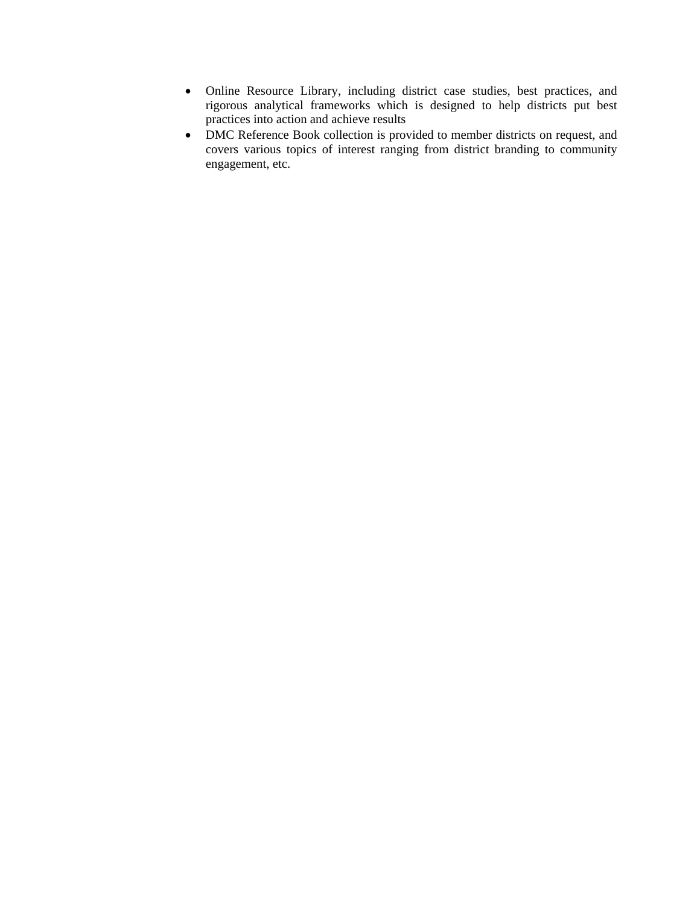- Online Resource Library, including district case studies, best practices, and rigorous analytical frameworks which is designed to help districts put best practices into action and achieve results
- DMC Reference Book collection is provided to member districts on request, and covers various topics of interest ranging from district branding to community engagement, etc.